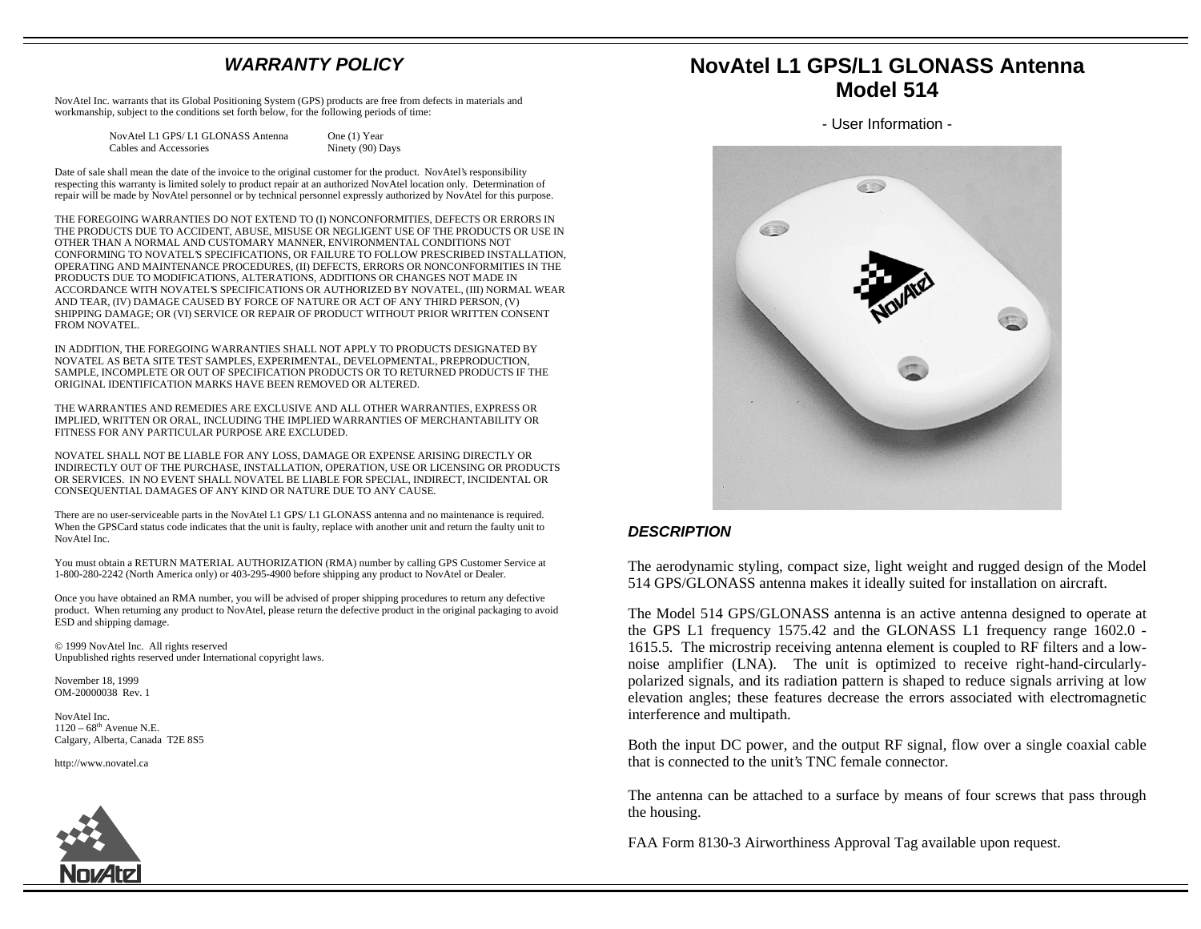## *WARRANTY POLICY*

NovAtel Inc. warrants that its Global Positioning System (GPS) products are free from defects in materials and workmanship, subject to the conditions set forth below, for the following periods of time:

| | |
|---|---|
| NovAtel L1 GPS/ L1 GLONASS Antenna | One (1) Year |
| Cables and Accessories | Ninety (90) Days |

Date of sale shall mean the date of the invoice to the original customer for the product. NovAtel's responsibility respecting this warranty is limited solely to product repair at an authorized NovAtel location only. Determination of repair will be made by NovAtel personnel or by technical personnel expressly authorized by NovAtel for this purpose.

THE FOREGOING WARRANTIES DO NOT EXTEND TO (I) NONCONFORMITIES, DEFECTS OR ERRORS IN THE PRODUCTS DUE TO ACCIDENT, ABUSE, MISUSE OR NEGLIGENT USE OF THE PRODUCTS OR USE IN OTHER THAN A NORMAL AND CUSTOMARY MANNER, ENVIRONMENTAL CONDITIONS NOT CONFORMING TO NOVATEL'S SPECIFICATIONS, OR FAILURE TO FOLLOW PRESCRIBED INSTALLATION, OPERATING AND MAINTENANCE PROCEDURES, (II) DEFECTS, ERRORS OR NONCONFORMITIES IN THE PRODUCTS DUE TO MODIFICATIONS, ALTERATIONS, ADDITIONS OR CHANGES NOT MADE IN ACCORDANCE WITH NOVATEL'S SPECIFICATIONS OR AUTHORIZED BY NOVATEL, (III) NORMAL WEAR AND TEAR, (IV) DAMAGE CAUSED BY FORCE OF NATURE OR ACT OF ANY THIRD PERSON, (V) SHIPPING DAMAGE; OR (VI) SERVICE OR REPAIR OF PRODUCT WITHOUT PRIOR WRITTEN CONSENT FROM NOVATEL.

IN ADDITION, THE FOREGOING WARRANTIES SHALL NOT APPLY TO PRODUCTS DESIGNATED BY NOVATEL AS BETA SITE TEST SAMPLES, EXPERIMENTAL, DEVELOPMENTAL, PREPRODUCTION, SAMPLE, INCOMPLETE OR OUT OF SPECIFICATION PRODUCTS OR TO RETURNED PRODUCTS IF THE ORIGINAL IDENTIFICATION MARKS HAVE BEEN REMOVED OR ALTERED.

THE WARRANTIES AND REMEDIES ARE EXCLUSIVE AND ALL OTHER WARRANTIES, EXPRESS OR IMPLIED, WRITTEN OR ORAL, INCLUDING THE IMPLIED WARRANTIES OF MERCHANTABILITY OR FITNESS FOR ANY PARTICULAR PURPOSE ARE EXCLUDED.

NOVATEL SHALL NOT BE LIABLE FOR ANY LOSS, DAMAGE OR EXPENSE ARISING DIRECTLY OR INDIRECTLY OUT OF THE PURCHASE, INSTALLATION, OPERATION, USE OR LICENSING OR PRODUCTS OR SERVICES. IN NO EVENT SHALL NOVATEL BE LIABLE FOR SPECIAL, INDIRECT, INCIDENTAL OR CONSEQUENTIAL DAMAGES OF ANY KIND OR NATURE DUE TO ANY CAUSE.

There are no user-serviceable parts in the NovAtel L1 GPS/ L1 GLONASS antenna and no maintenance is required. When the GPSCard status code indicates that the unit is faulty, replace with another unit and return the faulty unit to NovAtel Inc.

You must obtain a RETURN MATERIAL AUTHORIZATION (RMA) number by calling GPS Customer Service at 1-800-280-2242 (North America only) or 403-295-4900 before shipping any product to NovAtel or Dealer.

Once you have obtained an RMA number, you will be advised of proper shipping procedures to return any defective product. When returning any product to NovAtel, please return the defective product in the original packaging to avoid ESD and shipping damage.

© 1999 NovAtel Inc. All rights reserved
Unpublished rights reserved under International copyright laws.

November 18, 1999
OM-20000038 Rev. 1

NovAtel Inc.
1120 – 68th Avenue N.E.
Calgary, Alberta, Canada T2E 8S5

http://www.novatel.ca

# NovAtel L1 GPS/L1 GLONASS Antenna Model 514

- User Information -

## *DESCRIPTION*

The aerodynamic styling, compact size, light weight and rugged design of the Model 514 GPS/GLONASS antenna makes it ideally suited for installation on aircraft.

The Model 514 GPS/GLONASS antenna is an active antenna designed to operate at the GPS L1 frequency 1575.42 and the GLONASS L1 frequency range 1602.0 - 1615.5. The microstrip receiving antenna element is coupled to RF filters and a low-noise amplifier (LNA). The unit is optimized to receive right-hand-circularly-polarized signals, and its radiation pattern is shaped to reduce signals arriving at low elevation angles; these features decrease the errors associated with electromagnetic interference and multipath.

Both the input DC power, and the output RF signal, flow over a single coaxial cable that is connected to the unit's TNC female connector.

The antenna can be attached to a surface by means of four screws that pass through the housing.

FAA Form 8130-3 Airworthiness Approval Tag available upon request.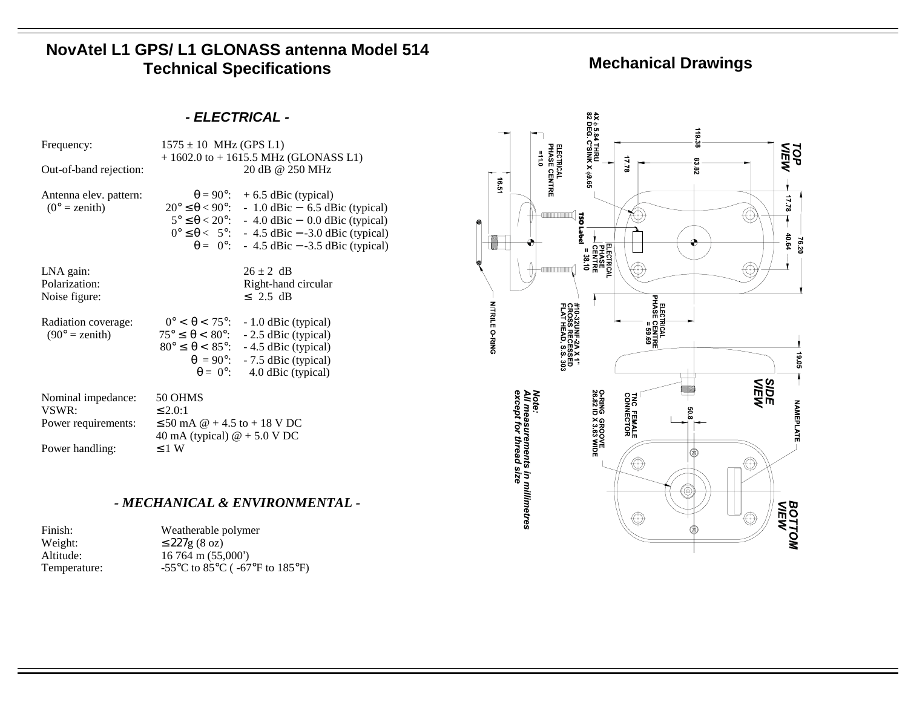# NovAtel L1 GPS/ L1 GLONASS antenna Model 514 Technical Specifications

## Mechanical Drawings

### - ELECTRICAL -

| | | |
|---|---|---|
| Frequency: | 1575 ± 10 MHz (GPS L1) | |
| | + 1602.0 to + 1615.5 MHz (GLONASS L1) | |
| Out-of-band rejection: | | 20 dB @ 250 MHz |
| Antenna elev. pattern: | θ = 90°: | + 6.5 dBic (typical) |
| (0° = zenith) | 20° ≤ θ < 90°: | - 1.0 dBic – 6.5 dBic (typical) |
| | 5° ≤ θ < 20°: | - 4.0 dBic – 0.0 dBic (typical) |
| | 0° ≤ θ < 5°: | - 4.5 dBic – -3.0 dBic (typical) |
| | θ = 0°: | - 4.5 dBic – -3.5 dBic (typical) |
| LNA gain: | | 26 ± 2 dB |
| Polarization: | | Right-hand circular |
| Noise figure: | | ≤ 2.5 dB |
| Radiation coverage: | 0° < θ < 75°: | - 1.0 dBic (typical) |
| (90° = zenith) | 75° ≤ θ < 80°: | - 2.5 dBic (typical) |
| | 80° ≤ θ < 85°: | - 4.5 dBic (typical) |
| | θ = 90°: | - 7.5 dBic (typical) |
| | θ = 0°: | 4.0 dBic (typical) |
| Nominal impedance: | 50 OHMS | |
| VSWR: | ≤2.0:1 | |
| Power requirements: | ≤50 mA @ + 4.5 to + 18 V DC | |
| | 40 mA (typical) @ + 5.0 V DC | |
| Power handling: | ≤1 W | |

### - MECHANICAL & ENVIRONMENTAL -

| | |
|---|---|
| Finish: | Weatherable polymer |
| Weight: | ≤227g (8 oz) |
| Altitude: | 16 764 m (55,000') |
| Temperature: | -55°C to 85°C ( -67°F to 185°F) |

TOP VIEW

119.38

83.82

17.78

4X ϕ 5.84 THRU
82 DEG. C'SINK X ϕ9.65

ELECTRICAL PHASE CENTRE
=11.0

16.51

TSO Label

ELECTRICAL PHASE CENTRE
= 38.10

17.78

40.64

76.20

NITRILE O-RING

#10-32UNF-2A X 1"
CROSS RECESSED
FLAT HEAD, S.S. 303

ELECTRICAL PHASE CENTRE
= 59.69

19.05

SIDE VIEW

TNC FEMALE CONNECTOR

O-RING GROOVE
26.82 ID X 3.63 WIDE

50.8

NAMEPLATE

BOTTOM VIEW

*Note:*
*All measurements in millimetres except for thread size*